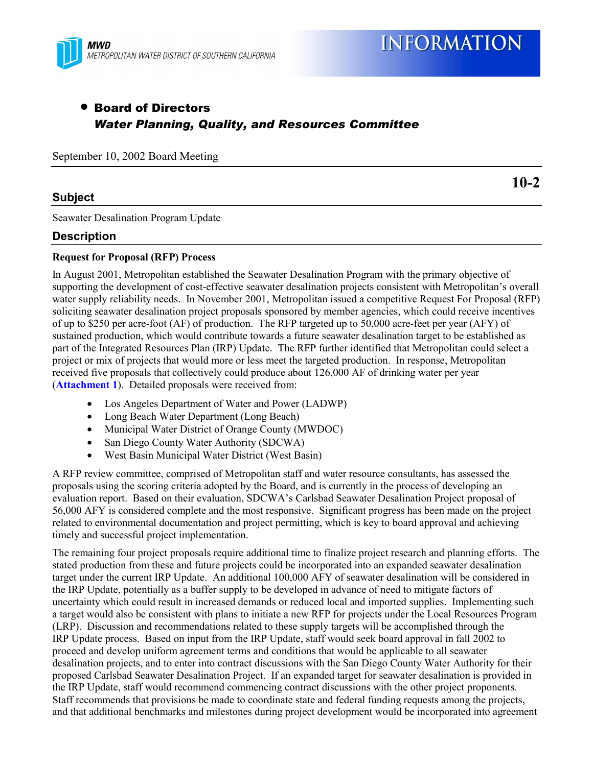MWD
METROPOLITAN WATER DISTRICT OF SOUTHERN CALIFORNIA

# INFORMATION

- **Board of Directors**
  ***Water Planning, Quality, and Resources Committee***

September 10, 2002 Board Meeting

**10-2**

## Subject

Seawater Desalination Program Update

## Description

**Request for Proposal (RFP) Process**

In August 2001, Metropolitan established the Seawater Desalination Program with the primary objective of supporting the development of cost-effective seawater desalination projects consistent with Metropolitan's overall water supply reliability needs. In November 2001, Metropolitan issued a competitive Request For Proposal (RFP) soliciting seawater desalination project proposals sponsored by member agencies, which could receive incentives of up to $250 per acre-foot (AF) of production. The RFP targeted up to 50,000 acre-feet per year (AFY) of sustained production, which would contribute towards a future seawater desalination target to be established as part of the Integrated Resources Plan (IRP) Update. The RFP further identified that Metropolitan could select a project or mix of projects that would more or less meet the targeted production. In response, Metropolitan received five proposals that collectively could produce about 126,000 AF of drinking water per year (**Attachment 1**). Detailed proposals were received from:

- Los Angeles Department of Water and Power (LADWP)
- Long Beach Water Department (Long Beach)
- Municipal Water District of Orange County (MWDOC)
- San Diego County Water Authority (SDCWA)
- West Basin Municipal Water District (West Basin)

A RFP review committee, comprised of Metropolitan staff and water resource consultants, has assessed the proposals using the scoring criteria adopted by the Board, and is currently in the process of developing an evaluation report. Based on their evaluation, SDCWA's Carlsbad Seawater Desalination Project proposal of 56,000 AFY is considered complete and the most responsive. Significant progress has been made on the project related to environmental documentation and project permitting, which is key to board approval and achieving timely and successful project implementation.

The remaining four project proposals require additional time to finalize project research and planning efforts. The stated production from these and future projects could be incorporated into an expanded seawater desalination target under the current IRP Update. An additional 100,000 AFY of seawater desalination will be considered in the IRP Update, potentially as a buffer supply to be developed in advance of need to mitigate factors of uncertainty which could result in increased demands or reduced local and imported supplies. Implementing such a target would also be consistent with plans to initiate a new RFP for projects under the Local Resources Program (LRP). Discussion and recommendations related to these supply targets will be accomplished through the IRP Update process. Based on input from the IRP Update, staff would seek board approval in fall 2002 to proceed and develop uniform agreement terms and conditions that would be applicable to all seawater desalination projects, and to enter into contract discussions with the San Diego County Water Authority for their proposed Carlsbad Seawater Desalination Project. If an expanded target for seawater desalination is provided in the IRP Update, staff would recommend commencing contract discussions with the other project proponents. Staff recommends that provisions be made to coordinate state and federal funding requests among the projects, and that additional benchmarks and milestones during project development would be incorporated into agreement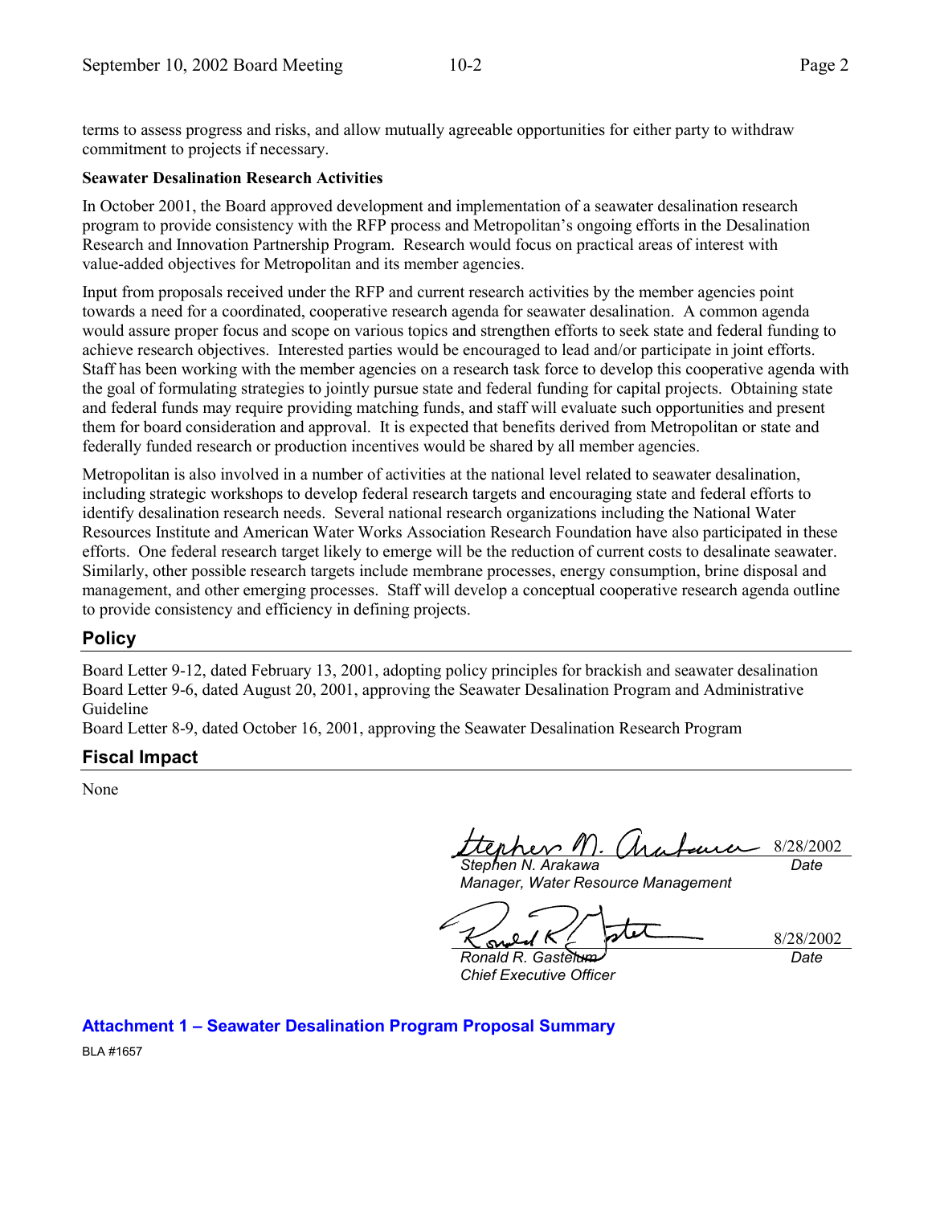terms to assess progress and risks, and allow mutually agreeable opportunities for either party to withdraw commitment to projects if necessary.

**Seawater Desalination Research Activities**

In October 2001, the Board approved development and implementation of a seawater desalination research program to provide consistency with the RFP process and Metropolitan's ongoing efforts in the Desalination Research and Innovation Partnership Program. Research would focus on practical areas of interest with value-added objectives for Metropolitan and its member agencies.

Input from proposals received under the RFP and current research activities by the member agencies point towards a need for a coordinated, cooperative research agenda for seawater desalination. A common agenda would assure proper focus and scope on various topics and strengthen efforts to seek state and federal funding to achieve research objectives. Interested parties would be encouraged to lead and/or participate in joint efforts. Staff has been working with the member agencies on a research task force to develop this cooperative agenda with the goal of formulating strategies to jointly pursue state and federal funding for capital projects. Obtaining state and federal funds may require providing matching funds, and staff will evaluate such opportunities and present them for board consideration and approval. It is expected that benefits derived from Metropolitan or state and federally funded research or production incentives would be shared by all member agencies.

Metropolitan is also involved in a number of activities at the national level related to seawater desalination, including strategic workshops to develop federal research targets and encouraging state and federal efforts to identify desalination research needs. Several national research organizations including the National Water Resources Institute and American Water Works Association Research Foundation have also participated in these efforts. One federal research target likely to emerge will be the reduction of current costs to desalinate seawater. Similarly, other possible research targets include membrane processes, energy consumption, brine disposal and management, and other emerging processes. Staff will develop a conceptual cooperative research agenda outline to provide consistency and efficiency in defining projects.

## Policy

Board Letter 9-12, dated February 13, 2001, adopting policy principles for brackish and seawater desalination
Board Letter 9-6, dated August 20, 2001, approving the Seawater Desalination Program and Administrative Guideline
Board Letter 8-9, dated October 16, 2001, approving the Seawater Desalination Research Program

## Fiscal Impact

None

*Stephen N. Arakawa* — 8/28/2002 (Date)
*Manager, Water Resource Management*

*Ronald R. Gastelum* — 8/28/2002 (Date)
*Chief Executive Officer*

**Attachment 1 – Seawater Desalination Program Proposal Summary**

BLA #1657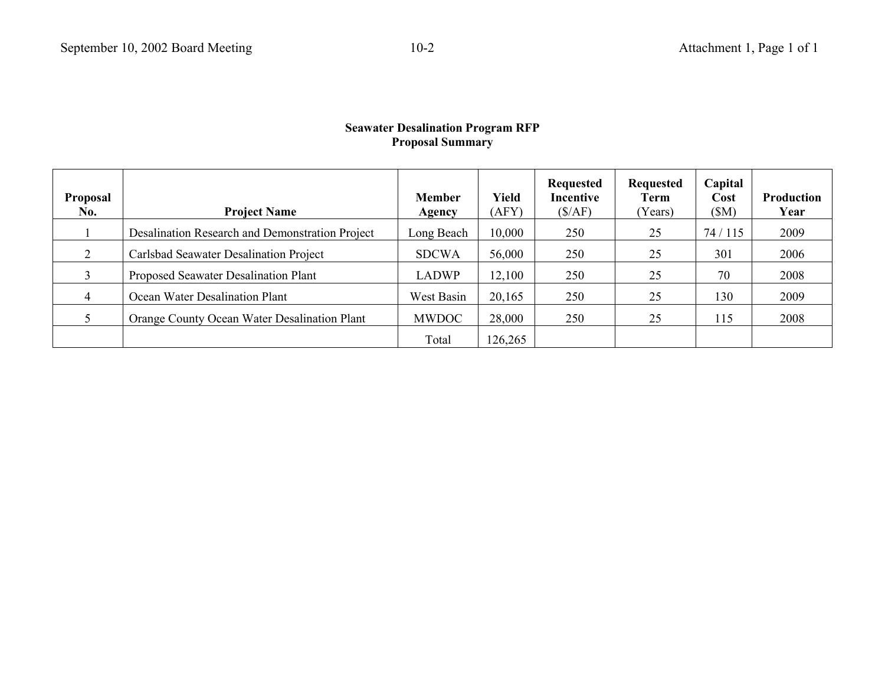**Seawater Desalination Program RFP**
**Proposal Summary**

| Proposal No. | Project Name | Member Agency | Yield (AFY) | Requested Incentive ($/AF) | Requested Term (Years) | Capital Cost ($M) | Production Year |
|---|---|---|---|---|---|---|---|
| 1 | Desalination Research and Demonstration Project | Long Beach | 10,000 | 250 | 25 | 74 / 115 | 2009 |
| 2 | Carlsbad Seawater Desalination Project | SDCWA | 56,000 | 250 | 25 | 301 | 2006 |
| 3 | Proposed Seawater Desalination Plant | LADWP | 12,100 | 250 | 25 | 70 | 2008 |
| 4 | Ocean Water Desalination Plant | West Basin | 20,165 | 250 | 25 | 130 | 2009 |
| 5 | Orange County Ocean Water Desalination Plant | MWDOC | 28,000 | 250 | 25 | 115 | 2008 |
| | | Total | 126,265 | | | | |